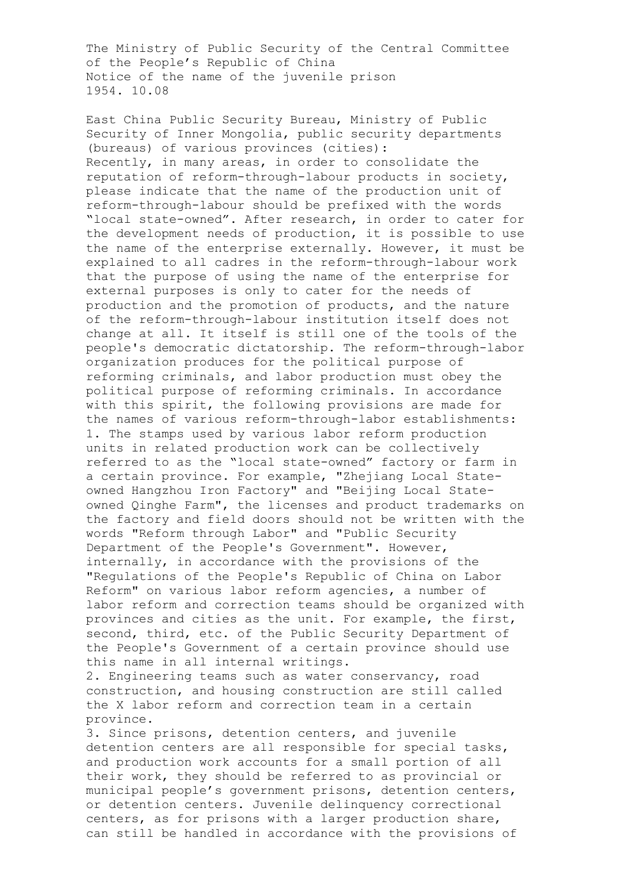The Ministry of Public Security of the Central Committee of the People's Republic of China
Notice of the name of the juvenile prison
1954. 10.08

East China Public Security Bureau, Ministry of Public Security of Inner Mongolia, public security departments (bureaus) of various provinces (cities):

Recently, in many areas, in order to consolidate the reputation of reform-through-labour products in society, please indicate that the name of the production unit of reform-through-labour should be prefixed with the words "local state-owned". After research, in order to cater for the development needs of production, it is possible to use the name of the enterprise externally. However, it must be explained to all cadres in the reform-through-labour work that the purpose of using the name of the enterprise for external purposes is only to cater for the needs of production and the promotion of products, and the nature of the reform-through-labour institution itself does not change at all. It itself is still one of the tools of the people's democratic dictatorship. The reform-through-labor organization produces for the political purpose of reforming criminals, and labor production must obey the political purpose of reforming criminals. In accordance with this spirit, the following provisions are made for the names of various reform-through-labor establishments:

1. The stamps used by various labor reform production units in related production work can be collectively referred to as the "local state-owned" factory or farm in a certain province. For example, "Zhejiang Local State-owned Hangzhou Iron Factory" and "Beijing Local State-owned Qinghe Farm", the licenses and product trademarks on the factory and field doors should not be written with the words "Reform through Labor" and "Public Security Department of the People's Government". However, internally, in accordance with the provisions of the "Regulations of the People's Republic of China on Labor Reform" on various labor reform agencies, a number of labor reform and correction teams should be organized with provinces and cities as the unit. For example, the first, second, third, etc. of the Public Security Department of the People's Government of a certain province should use this name in all internal writings.
2. Engineering teams such as water conservancy, road construction, and housing construction are still called the X labor reform and correction team in a certain province.
3. Since prisons, detention centers, and juvenile detention centers are all responsible for special tasks, and production work accounts for a small portion of all their work, they should be referred to as provincial or municipal people's government prisons, detention centers, or detention centers. Juvenile delinquency correctional centers, as for prisons with a larger production share, can still be handled in accordance with the provisions of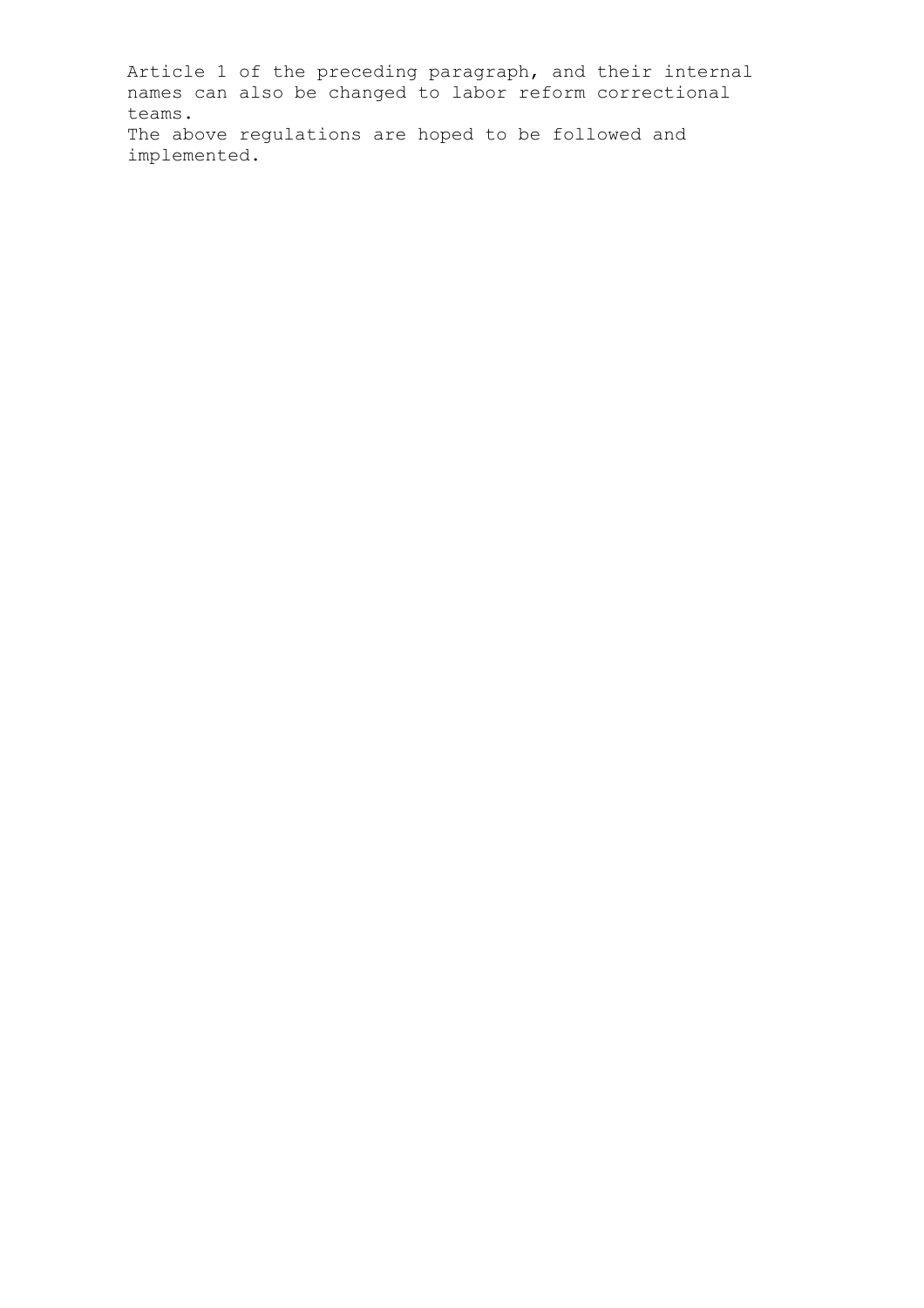Article 1 of the preceding paragraph, and their internal names can also be changed to labor reform correctional teams.

The above regulations are hoped to be followed and implemented.